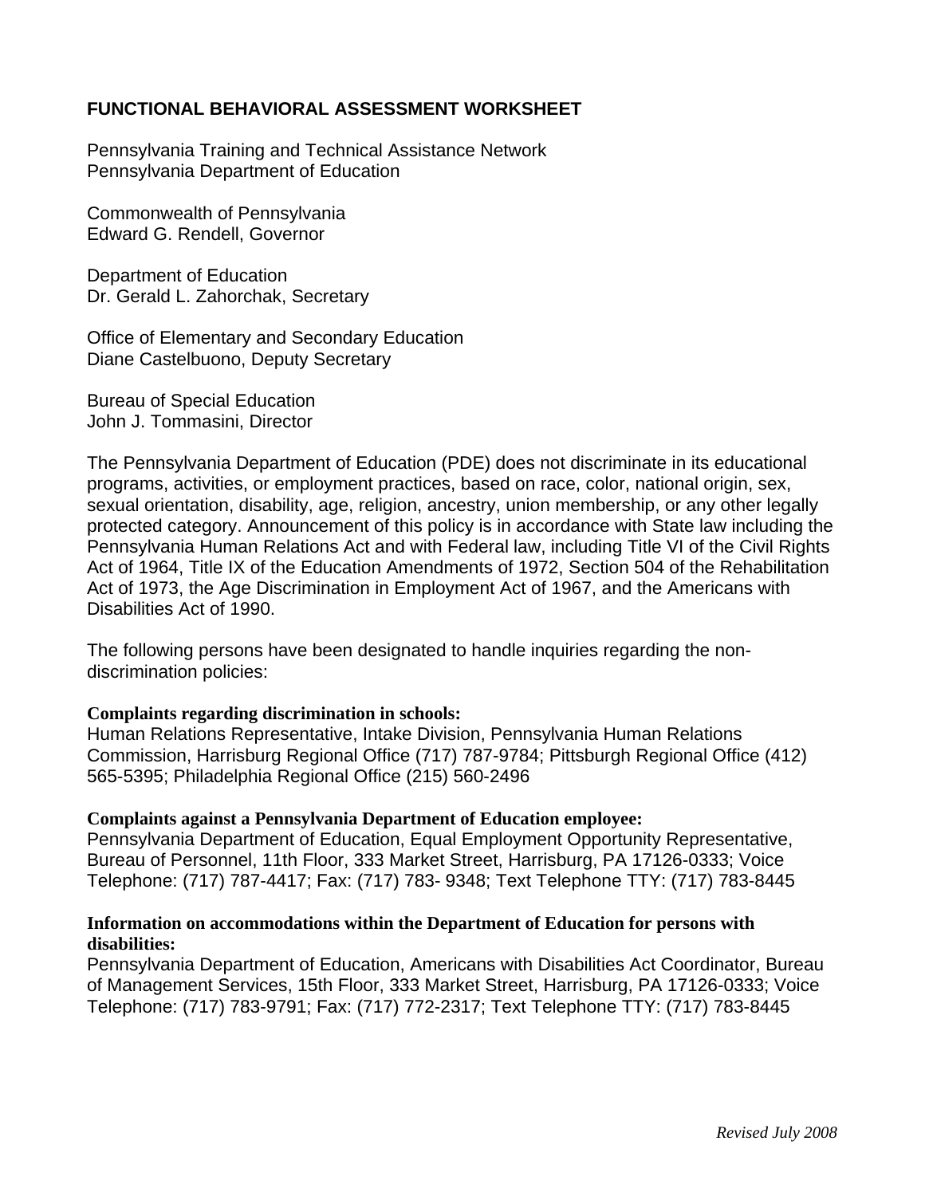# FUNCTIONAL BEHAVIORAL ASSESSMENT WORKSHEET

Pennsylvania Training and Technical Assistance Network
Pennsylvania Department of Education

Commonwealth of Pennsylvania
Edward G. Rendell, Governor

Department of Education
Dr. Gerald L. Zahorchak, Secretary

Office of Elementary and Secondary Education
Diane Castelbuono, Deputy Secretary

Bureau of Special Education
John J. Tommasini, Director

The Pennsylvania Department of Education (PDE) does not discriminate in its educational programs, activities, or employment practices, based on race, color, national origin, sex, sexual orientation, disability, age, religion, ancestry, union membership, or any other legally protected category. Announcement of this policy is in accordance with State law including the Pennsylvania Human Relations Act and with Federal law, including Title VI of the Civil Rights Act of 1964, Title IX of the Education Amendments of 1972, Section 504 of the Rehabilitation Act of 1973, the Age Discrimination in Employment Act of 1967, and the Americans with Disabilities Act of 1990.

The following persons have been designated to handle inquiries regarding the non-discrimination policies:

**Complaints regarding discrimination in schools:**
Human Relations Representative, Intake Division, Pennsylvania Human Relations Commission, Harrisburg Regional Office (717) 787-9784; Pittsburgh Regional Office (412) 565-5395; Philadelphia Regional Office (215) 560-2496

**Complaints against a Pennsylvania Department of Education employee:**
Pennsylvania Department of Education, Equal Employment Opportunity Representative, Bureau of Personnel, 11th Floor, 333 Market Street, Harrisburg, PA 17126-0333; Voice Telephone: (717) 787-4417; Fax: (717) 783- 9348; Text Telephone TTY: (717) 783-8445

**Information on accommodations within the Department of Education for persons with disabilities:**
Pennsylvania Department of Education, Americans with Disabilities Act Coordinator, Bureau of Management Services, 15th Floor, 333 Market Street, Harrisburg, PA 17126-0333; Voice Telephone: (717) 783-9791; Fax: (717) 772-2317; Text Telephone TTY: (717) 783-8445

*Revised July 2008*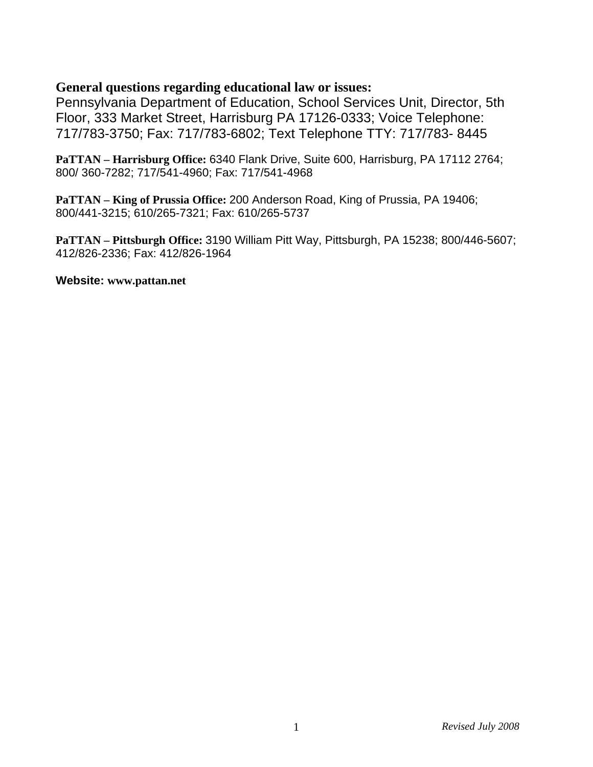**General questions regarding educational law or issues:**
Pennsylvania Department of Education, School Services Unit, Director, 5th Floor, 333 Market Street, Harrisburg PA 17126-0333; Voice Telephone: 717/783-3750; Fax: 717/783-6802; Text Telephone TTY: 717/783- 8445

**PaTTAN – Harrisburg Office:** 6340 Flank Drive, Suite 600, Harrisburg, PA 17112 2764; 800/ 360-7282; 717/541-4960; Fax: 717/541-4968

**PaTTAN – King of Prussia Office:** 200 Anderson Road, King of Prussia, PA 19406; 800/441-3215; 610/265-7321; Fax: 610/265-5737

**PaTTAN – Pittsburgh Office:** 3190 William Pitt Way, Pittsburgh, PA 15238; 800/446-5607; 412/826-2336; Fax: 412/826-1964

**Website: www.pattan.net**

*Revised July 2008*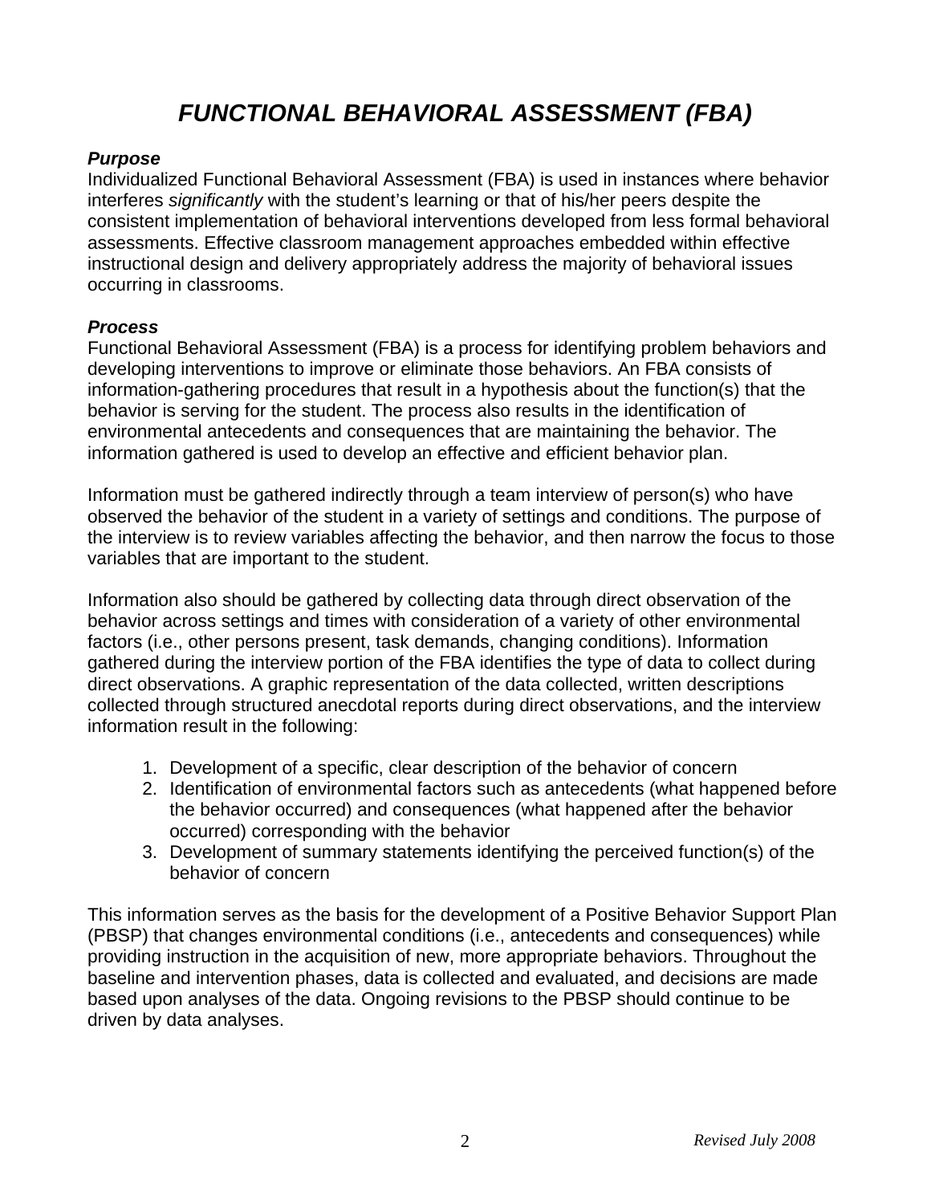# *FUNCTIONAL BEHAVIORAL ASSESSMENT (FBA)*

***Purpose***

Individualized Functional Behavioral Assessment (FBA) is used in instances where behavior interferes *significantly* with the student's learning or that of his/her peers despite the consistent implementation of behavioral interventions developed from less formal behavioral assessments. Effective classroom management approaches embedded within effective instructional design and delivery appropriately address the majority of behavioral issues occurring in classrooms.

***Process***

Functional Behavioral Assessment (FBA) is a process for identifying problem behaviors and developing interventions to improve or eliminate those behaviors. An FBA consists of information-gathering procedures that result in a hypothesis about the function(s) that the behavior is serving for the student. The process also results in the identification of environmental antecedents and consequences that are maintaining the behavior. The information gathered is used to develop an effective and efficient behavior plan.

Information must be gathered indirectly through a team interview of person(s) who have observed the behavior of the student in a variety of settings and conditions. The purpose of the interview is to review variables affecting the behavior, and then narrow the focus to those variables that are important to the student.

Information also should be gathered by collecting data through direct observation of the behavior across settings and times with consideration of a variety of other environmental factors (i.e., other persons present, task demands, changing conditions). Information gathered during the interview portion of the FBA identifies the type of data to collect during direct observations. A graphic representation of the data collected, written descriptions collected through structured anecdotal reports during direct observations, and the interview information result in the following:

1. Development of a specific, clear description of the behavior of concern
2. Identification of environmental factors such as antecedents (what happened before the behavior occurred) and consequences (what happened after the behavior occurred) corresponding with the behavior
3. Development of summary statements identifying the perceived function(s) of the behavior of concern

This information serves as the basis for the development of a Positive Behavior Support Plan (PBSP) that changes environmental conditions (i.e., antecedents and consequences) while providing instruction in the acquisition of new, more appropriate behaviors. Throughout the baseline and intervention phases, data is collected and evaluated, and decisions are made based upon analyses of the data. Ongoing revisions to the PBSP should continue to be driven by data analyses.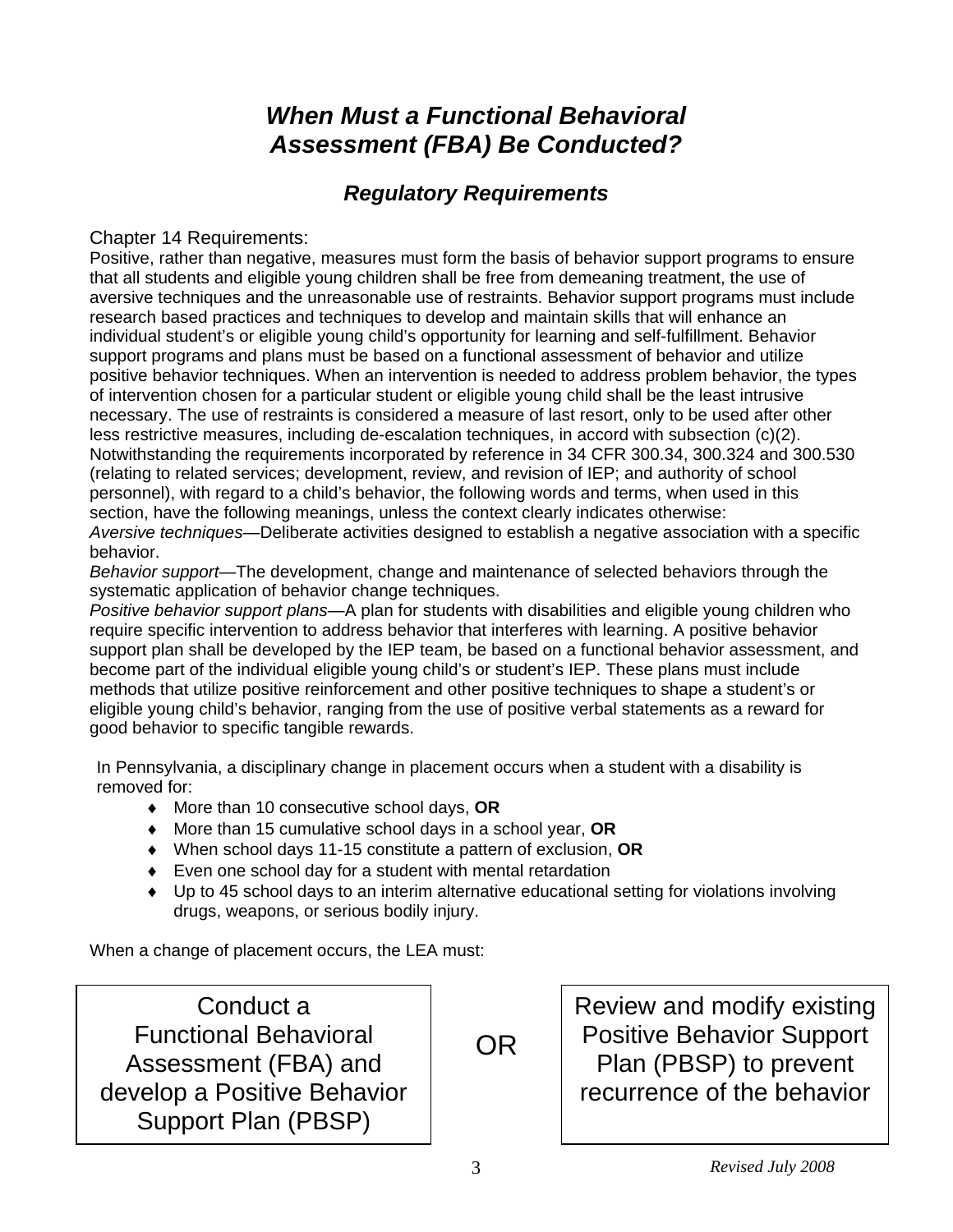# *When Must a Functional Behavioral Assessment (FBA) Be Conducted?*

## *Regulatory Requirements*

Chapter 14 Requirements:

Positive, rather than negative, measures must form the basis of behavior support programs to ensure that all students and eligible young children shall be free from demeaning treatment, the use of aversive techniques and the unreasonable use of restraints. Behavior support programs must include research based practices and techniques to develop and maintain skills that will enhance an individual student's or eligible young child's opportunity for learning and self-fulfillment. Behavior support programs and plans must be based on a functional assessment of behavior and utilize positive behavior techniques. When an intervention is needed to address problem behavior, the types of intervention chosen for a particular student or eligible young child shall be the least intrusive necessary. The use of restraints is considered a measure of last resort, only to be used after other less restrictive measures, including de-escalation techniques, in accord with subsection (c)(2). Notwithstanding the requirements incorporated by reference in 34 CFR 300.34, 300.324 and 300.530 (relating to related services; development, review, and revision of IEP; and authority of school personnel), with regard to a child's behavior, the following words and terms, when used in this section, have the following meanings, unless the context clearly indicates otherwise:

*Aversive techniques*—Deliberate activities designed to establish a negative association with a specific behavior.

*Behavior support*—The development, change and maintenance of selected behaviors through the systematic application of behavior change techniques.

*Positive behavior support plans*—A plan for students with disabilities and eligible young children who require specific intervention to address behavior that interferes with learning. A positive behavior support plan shall be developed by the IEP team, be based on a functional behavior assessment, and become part of the individual eligible young child's or student's IEP. These plans must include methods that utilize positive reinforcement and other positive techniques to shape a student's or eligible young child's behavior, ranging from the use of positive verbal statements as a reward for good behavior to specific tangible rewards.

In Pennsylvania, a disciplinary change in placement occurs when a student with a disability is removed for:

- More than 10 consecutive school days, **OR**
- More than 15 cumulative school days in a school year, **OR**
- When school days 11-15 constitute a pattern of exclusion, **OR**
- Even one school day for a student with mental retardation
- Up to 45 school days to an interim alternative educational setting for violations involving drugs, weapons, or serious bodily injury.

When a change of placement occurs, the LEA must:

| Conduct a Functional Behavioral Assessment (FBA) and develop a Positive Behavior Support Plan (PBSP) | OR | Review and modify existing Positive Behavior Support Plan (PBSP) to prevent recurrence of the behavior |
|---|---|---|

*Revised July 2008*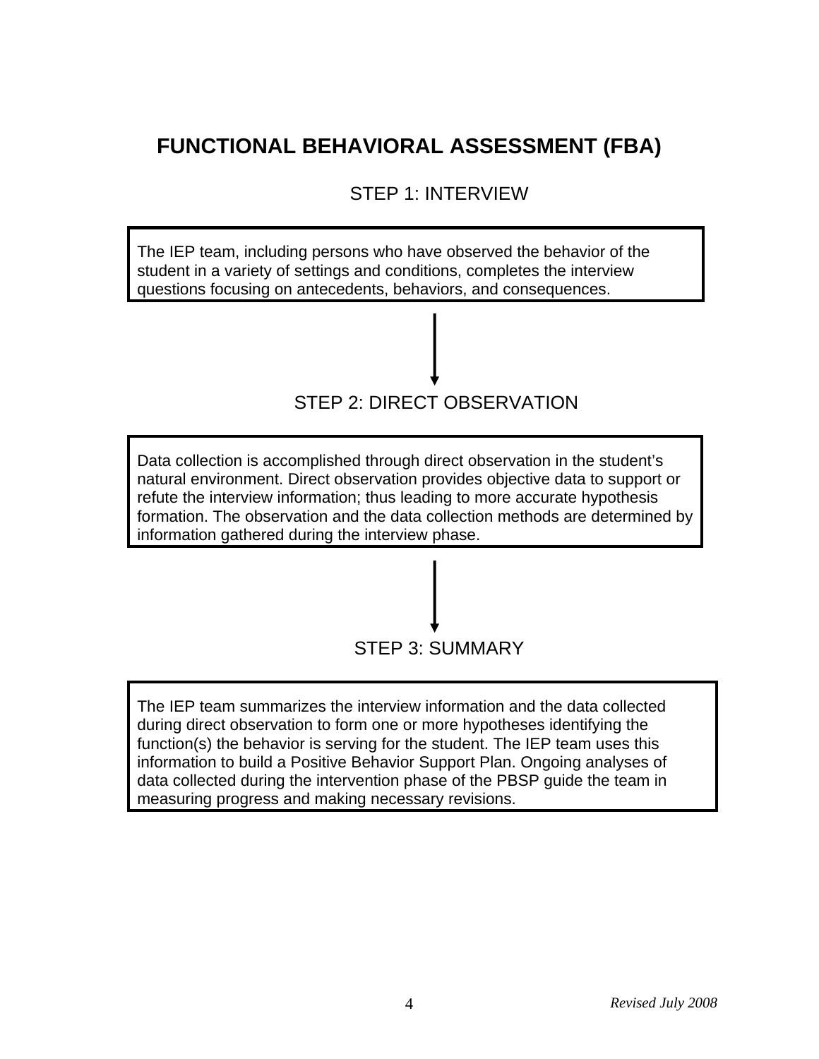# FUNCTIONAL BEHAVIORAL ASSESSMENT (FBA)

## STEP 1: INTERVIEW

The IEP team, including persons who have observed the behavior of the student in a variety of settings and conditions, completes the interview questions focusing on antecedents, behaviors, and consequences.

↓

## STEP 2: DIRECT OBSERVATION

Data collection is accomplished through direct observation in the student's natural environment. Direct observation provides objective data to support or refute the interview information; thus leading to more accurate hypothesis formation. The observation and the data collection methods are determined by information gathered during the interview phase.

↓

## STEP 3: SUMMARY

The IEP team summarizes the interview information and the data collected during direct observation to form one or more hypotheses identifying the function(s) the behavior is serving for the student. The IEP team uses this information to build a Positive Behavior Support Plan. Ongoing analyses of data collected during the intervention phase of the PBSP guide the team in measuring progress and making necessary revisions.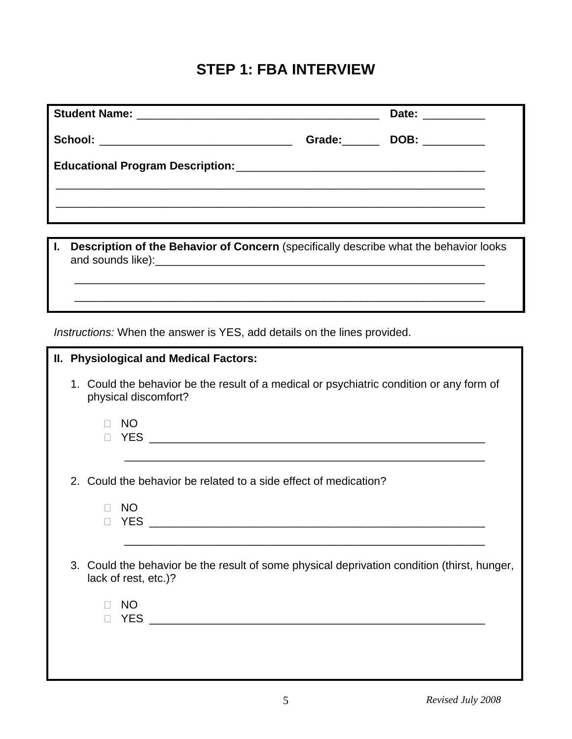# STEP 1: FBA INTERVIEW

**Student Name:** ______________________________________ **Date:** __________

**School:** ______________________________ **Grade:**______ **DOB:** __________

**Educational Program Description:**______________________________________

___________________________________________________________________

___________________________________________________________________

**I. Description of the Behavior of Concern** (specifically describe what the behavior looks and sounds like):_______________________________________________________

___________________________________________________________________

___________________________________________________________________

*Instructions:* When the answer is YES, add details on the lines provided.

**II. Physiological and Medical Factors:**

1. Could the behavior be the result of a medical or psychiatric condition or any form of physical discomfort?

   - ☐ NO
   - ☐ YES ____________________________________________________

     ________________________________________________________

2. Could the behavior be related to a side effect of medication?

   - ☐ NO
   - ☐ YES ____________________________________________________

     ________________________________________________________

3. Could the behavior be the result of some physical deprivation condition (thirst, hunger, lack of rest, etc.)?

   - ☐ NO
   - ☐ YES ____________________________________________________

*Revised July 2008*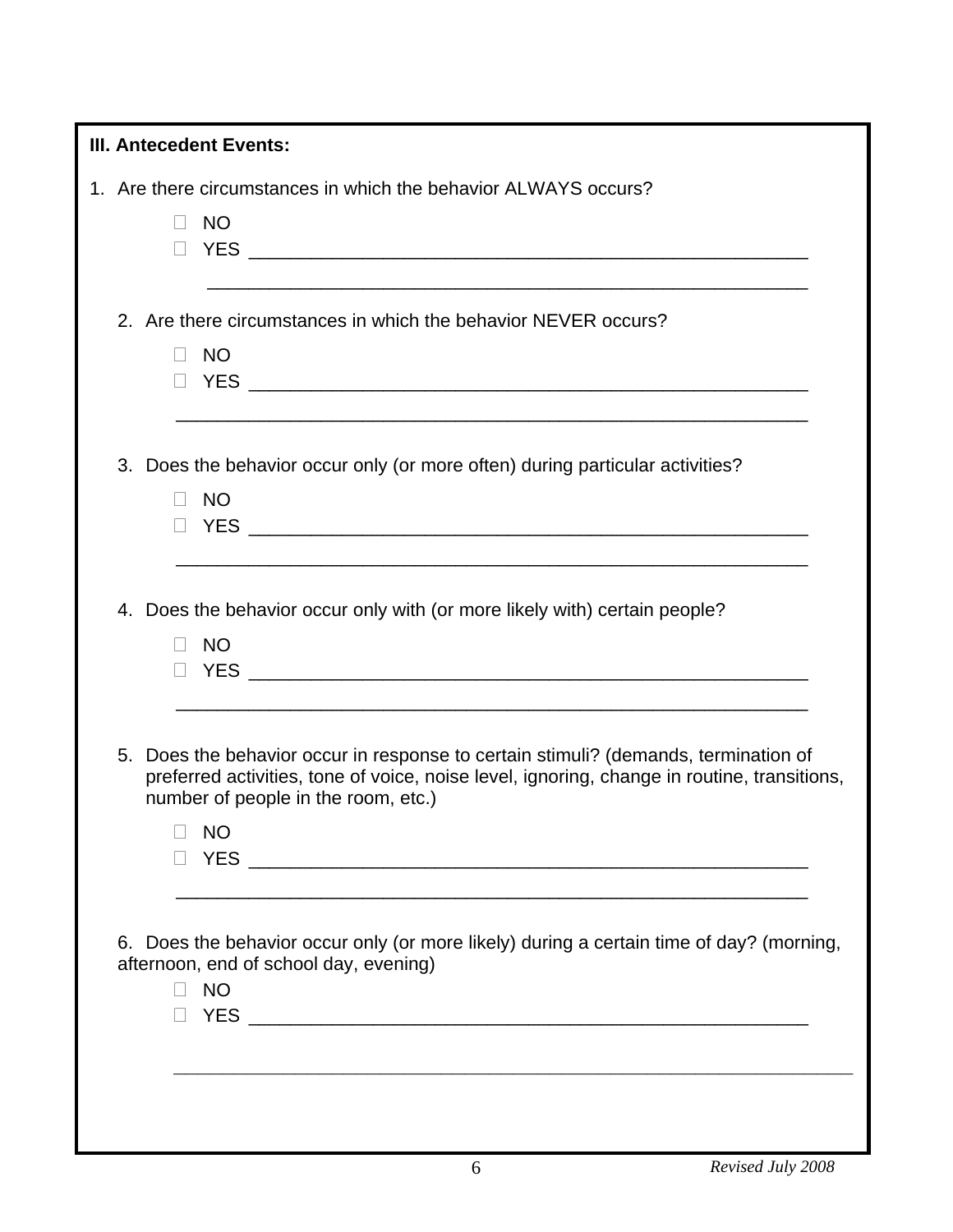**III. Antecedent Events:**

1. Are there circumstances in which the behavior ALWAYS occurs?

   - ☐ NO
   - ☐ YES ________________________________________________________

   ________________________________________________________

2. Are there circumstances in which the behavior NEVER occurs?

   - ☐ NO
   - ☐ YES ________________________________________________________

   ________________________________________________________

3. Does the behavior occur only (or more often) during particular activities?

   - ☐ NO
   - ☐ YES ________________________________________________________

   ________________________________________________________

4. Does the behavior occur only with (or more likely with) certain people?

   - ☐ NO
   - ☐ YES ________________________________________________________

   ________________________________________________________

5. Does the behavior occur in response to certain stimuli? (demands, termination of preferred activities, tone of voice, noise level, ignoring, change in routine, transitions, number of people in the room, etc.)

   - ☐ NO
   - ☐ YES ________________________________________________________

   ________________________________________________________

6. Does the behavior occur only (or more likely) during a certain time of day? (morning, afternoon, end of school day, evening)

   - ☐ NO
   - ☐ YES ________________________________________________________

   ________________________________________________________

*Revised July 2008*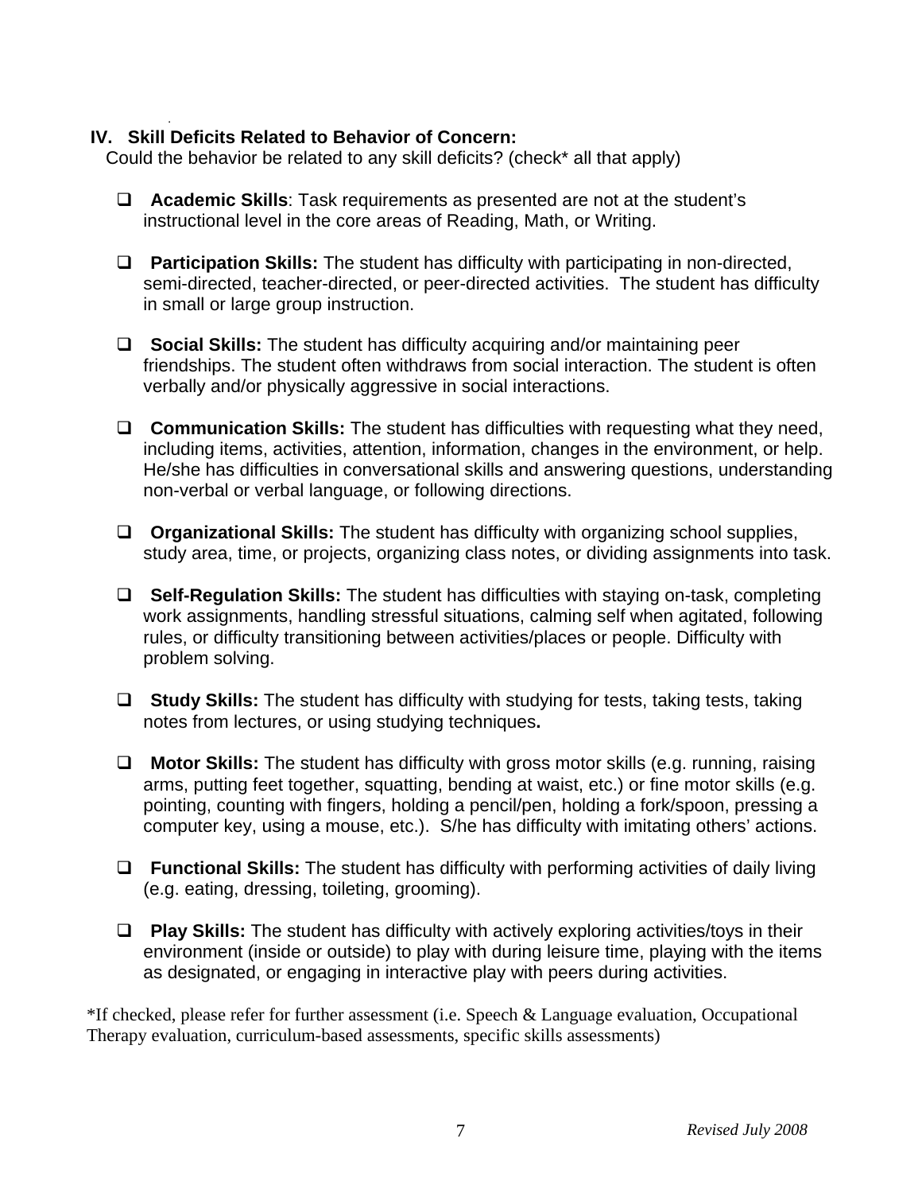## IV. Skill Deficits Related to Behavior of Concern:

Could the behavior be related to any skill deficits? (check* all that apply)

- ☐ **Academic Skills**: Task requirements as presented are not at the student's instructional level in the core areas of Reading, Math, or Writing.

- ☐ **Participation Skills:** The student has difficulty with participating in non-directed, semi-directed, teacher-directed, or peer-directed activities. The student has difficulty in small or large group instruction.

- ☐ **Social Skills:** The student has difficulty acquiring and/or maintaining peer friendships. The student often withdraws from social interaction. The student is often verbally and/or physically aggressive in social interactions.

- ☐ **Communication Skills:** The student has difficulties with requesting what they need, including items, activities, attention, information, changes in the environment, or help. He/she has difficulties in conversational skills and answering questions, understanding non-verbal or verbal language, or following directions.

- ☐ **Organizational Skills:** The student has difficulty with organizing school supplies, study area, time, or projects, organizing class notes, or dividing assignments into task.

- ☐ **Self-Regulation Skills:** The student has difficulties with staying on-task, completing work assignments, handling stressful situations, calming self when agitated, following rules, or difficulty transitioning between activities/places or people. Difficulty with problem solving.

- ☐ **Study Skills:** The student has difficulty with studying for tests, taking tests, taking notes from lectures, or using studying techniques**.**

- ☐ **Motor Skills:** The student has difficulty with gross motor skills (e.g. running, raising arms, putting feet together, squatting, bending at waist, etc.) or fine motor skills (e.g. pointing, counting with fingers, holding a pencil/pen, holding a fork/spoon, pressing a computer key, using a mouse, etc.). S/he has difficulty with imitating others' actions.

- ☐ **Functional Skills:** The student has difficulty with performing activities of daily living (e.g. eating, dressing, toileting, grooming).

- ☐ **Play Skills:** The student has difficulty with actively exploring activities/toys in their environment (inside or outside) to play with during leisure time, playing with the items as designated, or engaging in interactive play with peers during activities.

*If checked, please refer for further assessment (i.e. Speech & Language evaluation, Occupational Therapy evaluation, curriculum-based assessments, specific skills assessments)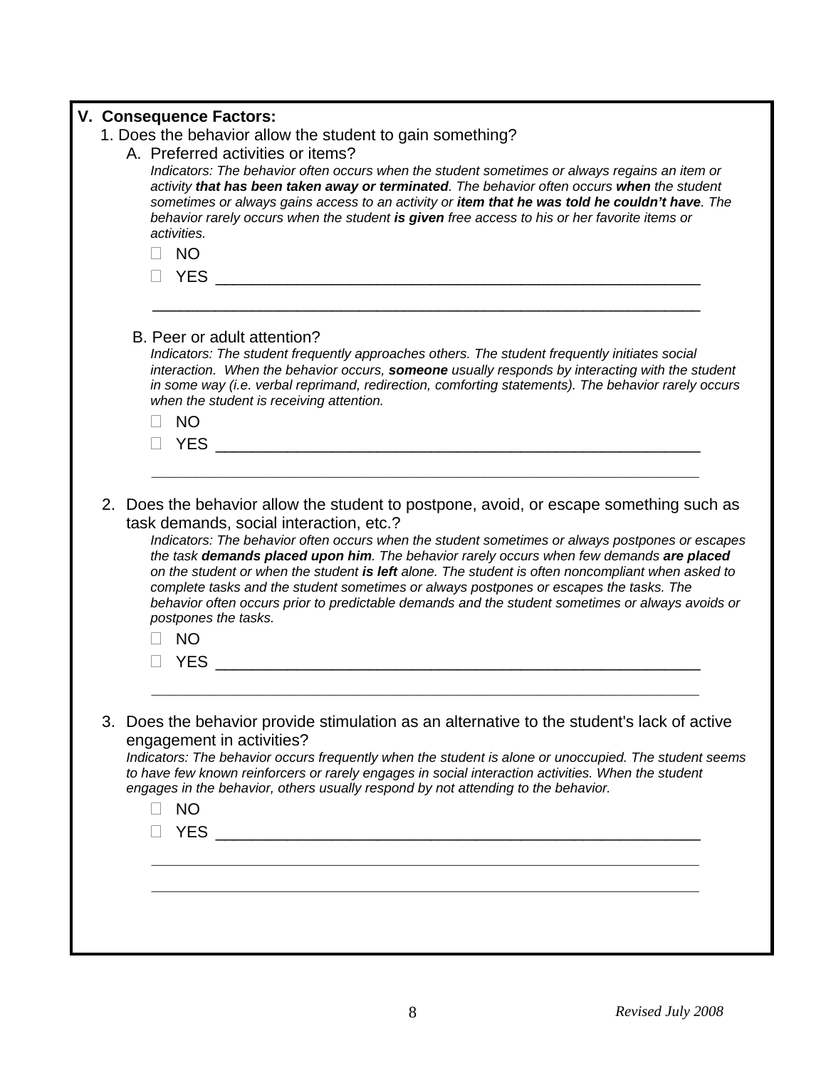## V. Consequence Factors:

1. Does the behavior allow the student to gain something?

   A. Preferred activities or items?

   *Indicators: The behavior often occurs when the student sometimes or always regains an item or activity **that has been taken away or terminated**. The behavior often occurs **when** the student sometimes or always gains access to an activity or **item that he was told he couldn't have**. The behavior rarely occurs when the student **is given** free access to his or her favorite items or activities.*

   - ☐ NO
   - ☐ YES ______________________________________________________

   ______________________________________________________________

   B. Peer or adult attention?

   *Indicators: The student frequently approaches others. The student frequently initiates social interaction. When the behavior occurs, **someone** usually responds by interacting with the student in some way (i.e. verbal reprimand, redirection, comforting statements). The behavior rarely occurs when the student is receiving attention.*

   - ☐ NO
   - ☐ YES ______________________________________________________

   ______________________________________________________________

2. Does the behavior allow the student to postpone, avoid, or escape something such as task demands, social interaction, etc.?

   *Indicators: The behavior often occurs when the student sometimes or always postpones or escapes the task **demands placed upon him**. The behavior rarely occurs when few demands **are placed** on the student or when the student **is left** alone. The student is often noncompliant when asked to complete tasks and the student sometimes or always postpones or escapes the tasks. The behavior often occurs prior to predictable demands and the student sometimes or always avoids or postpones the tasks.*

   - ☐ NO
   - ☐ YES ______________________________________________________

   ______________________________________________________________

3. Does the behavior provide stimulation as an alternative to the student's lack of active engagement in activities?

   *Indicators: The behavior occurs frequently when the student is alone or unoccupied. The student seems to have few known reinforcers or rarely engages in social interaction activities. When the student engages in the behavior, others usually respond by not attending to the behavior.*

   - ☐ NO
   - ☐ YES ______________________________________________________

   ______________________________________________________________

   ______________________________________________________________

*Revised July 2008*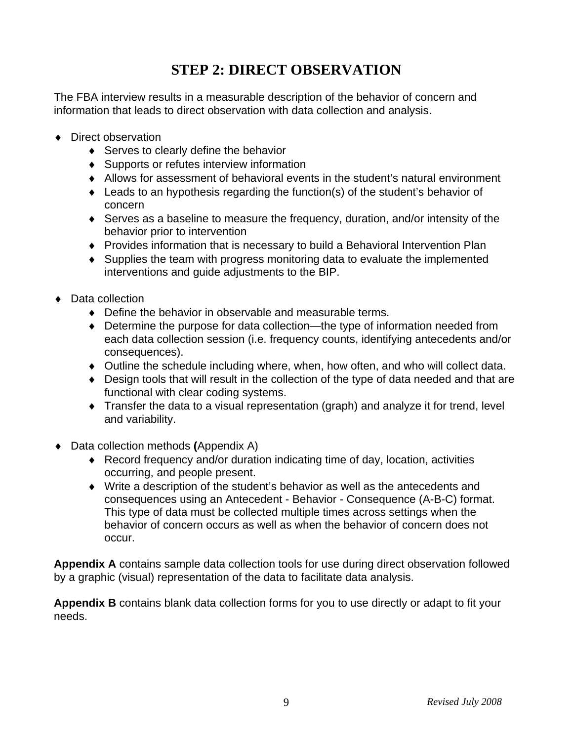# STEP 2: DIRECT OBSERVATION

The FBA interview results in a measurable description of the behavior of concern and information that leads to direct observation with data collection and analysis.

- Direct observation
  - Serves to clearly define the behavior
  - Supports or refutes interview information
  - Allows for assessment of behavioral events in the student's natural environment
  - Leads to an hypothesis regarding the function(s) of the student's behavior of concern
  - Serves as a baseline to measure the frequency, duration, and/or intensity of the behavior prior to intervention
  - Provides information that is necessary to build a Behavioral Intervention Plan
  - Supplies the team with progress monitoring data to evaluate the implemented interventions and guide adjustments to the BIP.

- Data collection
  - Define the behavior in observable and measurable terms.
  - Determine the purpose for data collection—the type of information needed from each data collection session (i.e. frequency counts, identifying antecedents and/or consequences).
  - Outline the schedule including where, when, how often, and who will collect data.
  - Design tools that will result in the collection of the type of data needed and that are functional with clear coding systems.
  - Transfer the data to a visual representation (graph) and analyze it for trend, level and variability.

- Data collection methods **(**Appendix A)
  - Record frequency and/or duration indicating time of day, location, activities occurring, and people present.
  - Write a description of the student's behavior as well as the antecedents and consequences using an Antecedent - Behavior - Consequence (A-B-C) format. This type of data must be collected multiple times across settings when the behavior of concern occurs as well as when the behavior of concern does not occur.

**Appendix A** contains sample data collection tools for use during direct observation followed by a graphic (visual) representation of the data to facilitate data analysis.

**Appendix B** contains blank data collection forms for you to use directly or adapt to fit your needs.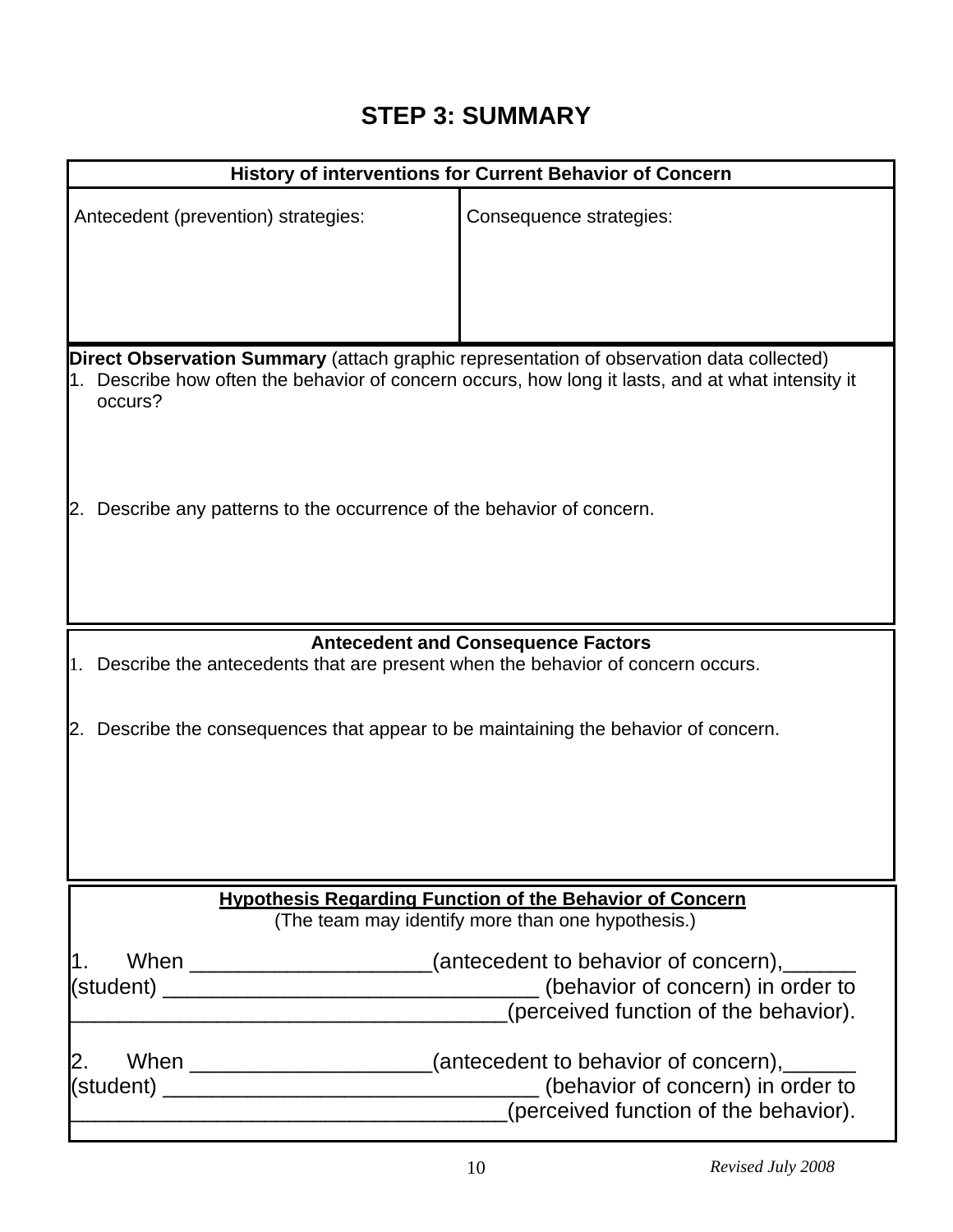# STEP 3: SUMMARY

| History of interventions for Current Behavior of Concern | |
|---|---|
| Antecedent (prevention) strategies: | Consequence strategies: |

**Direct Observation Summary** (attach graphic representation of observation data collected)

1. Describe how often the behavior of concern occurs, how long it lasts, and at what intensity it occurs?

2. Describe any patterns to the occurrence of the behavior of concern.

**Antecedent and Consequence Factors**

1. Describe the antecedents that are present when the behavior of concern occurs.

2. Describe the consequences that appear to be maintaining the behavior of concern.

**Hypothesis Regarding Function of the Behavior of Concern**

(The team may identify more than one hypothesis.)

1. When ____________________(antecedent to behavior of concern),______ (student) ________________________________ (behavior of concern) in order to _____________________________________(perceived function of the behavior).

2. When ____________________(antecedent to behavior of concern),______ (student) ________________________________ (behavior of concern) in order to _____________________________________(perceived function of the behavior).

*Revised July 2008*